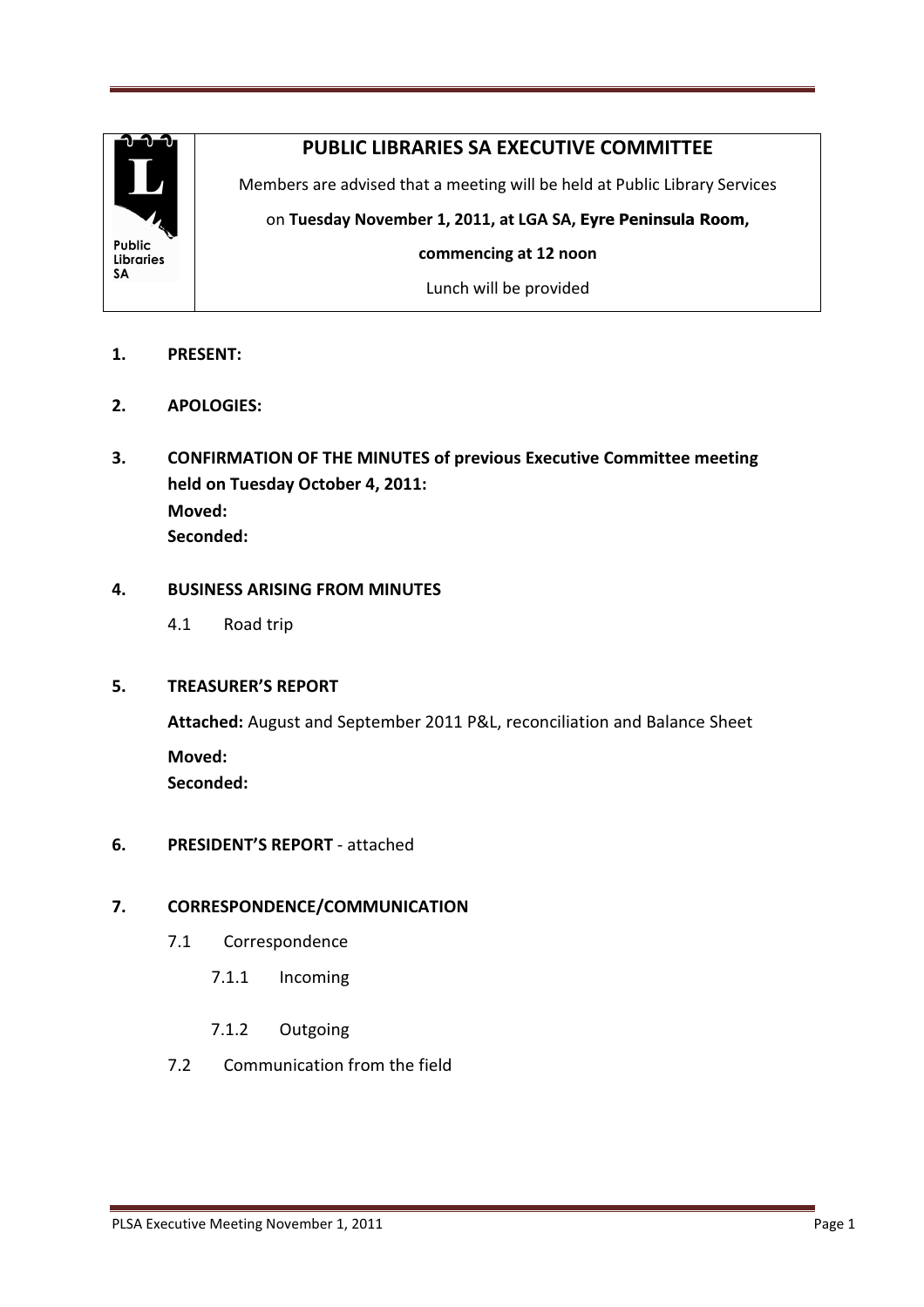Public Libraries SA

# PUBLIC LIBRARIES SA EXECUTIVE COMMITTEE

Members are advised that a meeting will be held at Public Library Services

on **Tuesday November 1, 2011, at LGA SA, Eyre Peninsula Room,**

**commencing at 12 noon**

Lunch will be provided

1. **PRESENT:**

2. **APOLOGIES:**

3. **CONFIRMATION OF THE MINUTES of previous Executive Committee meeting held on Tuesday October 4, 2011:**
   **Moved:**
   **Seconded:**

4. **BUSINESS ARISING FROM MINUTES**

   4.1 Road trip

5. **TREASURER'S REPORT**

   **Attached:** August and September 2011 P&L, reconciliation and Balance Sheet

   **Moved:**
   **Seconded:**

6. **PRESIDENT'S REPORT** - attached

7. **CORRESPONDENCE/COMMUNICATION**

   7.1 Correspondence

   7.1.1 Incoming

   7.1.2 Outgoing

   7.2 Communication from the field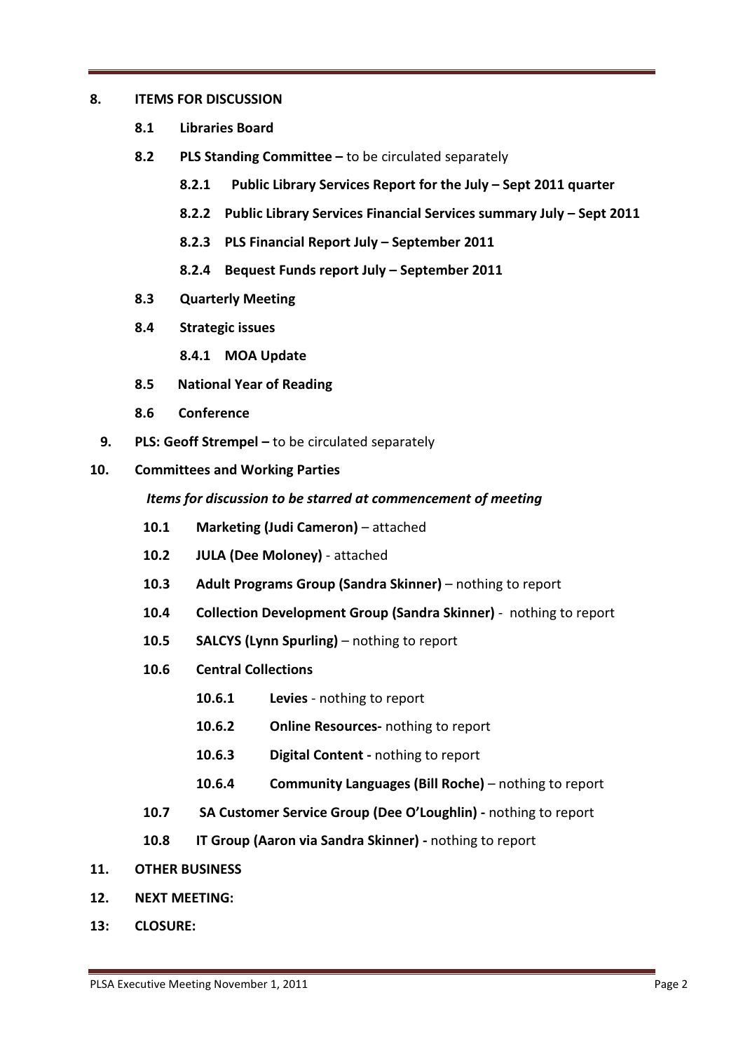**8. ITEMS FOR DISCUSSION**

- **8.1 Libraries Board**
- **8.2 PLS Standing Committee –** to be circulated separately
  - **8.2.1 Public Library Services Report for the July – Sept 2011 quarter**
  - **8.2.2 Public Library Services Financial Services summary July – Sept 2011**
  - **8.2.3 PLS Financial Report July – September 2011**
  - **8.2.4 Bequest Funds report July – September 2011**
- **8.3 Quarterly Meeting**
- **8.4 Strategic issues**
  - **8.4.1 MOA Update**
- **8.5 National Year of Reading**
- **8.6 Conference**

**9. PLS: Geoff Strempel –** to be circulated separately

**10. Committees and Working Parties**

***Items for discussion to be starred at commencement of meeting***

- **10.1 Marketing (Judi Cameron)** – attached
- **10.2 JULA (Dee Moloney)** - attached
- **10.3 Adult Programs Group (Sandra Skinner)** – nothing to report
- **10.4 Collection Development Group (Sandra Skinner)** - nothing to report
- **10.5 SALCYS (Lynn Spurling)** – nothing to report
- **10.6 Central Collections**
  - **10.6.1 Levies** - nothing to report
  - **10.6.2 Online Resources-** nothing to report
  - **10.6.3 Digital Content -** nothing to report
  - **10.6.4 Community Languages (Bill Roche)** – nothing to report
- **10.7 SA Customer Service Group (Dee O'Loughlin) -** nothing to report
- **10.8 IT Group (Aaron via Sandra Skinner) -** nothing to report

**11. OTHER BUSINESS**

**12. NEXT MEETING:**

**13: CLOSURE:**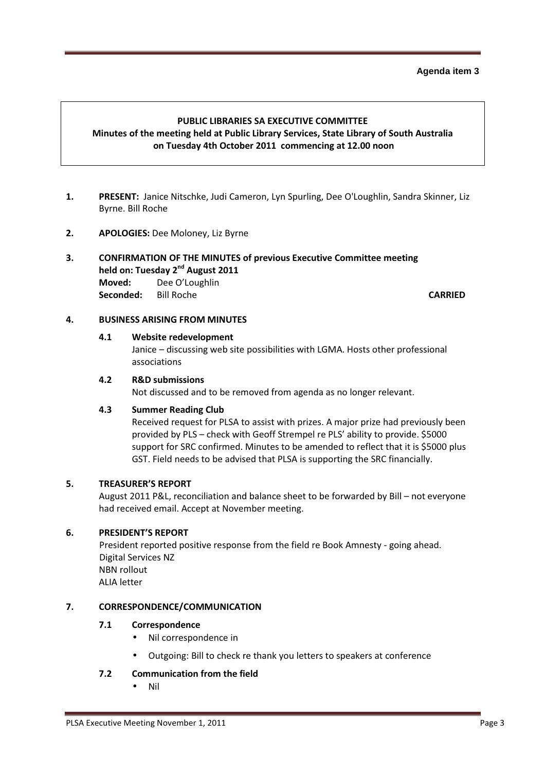**Agenda item 3**

**PUBLIC LIBRARIES SA EXECUTIVE COMMITTEE**
**Minutes of the meeting held at Public Library Services, State Library of South Australia on Tuesday 4th October 2011 commencing at 12.00 noon**

1. **PRESENT:** Janice Nitschke, Judi Cameron, Lyn Spurling, Dee O'Loughlin, Sandra Skinner, Liz Byrne. Bill Roche

2. **APOLOGIES:** Dee Moloney, Liz Byrne

3. **CONFIRMATION OF THE MINUTES of previous Executive Committee meeting held on: Tuesday 2nd August 2011**
   **Moved:** Dee O'Loughlin
   **Seconded:** Bill Roche **CARRIED**

4. **BUSINESS ARISING FROM MINUTES**

   **4.1 Website redevelopment**
   Janice – discussing web site possibilities with LGMA. Hosts other professional associations

   **4.2 R&D submissions**
   Not discussed and to be removed from agenda as no longer relevant.

   **4.3 Summer Reading Club**
   Received request for PLSA to assist with prizes. A major prize had previously been provided by PLS – check with Geoff Strempel re PLS' ability to provide. $5000 support for SRC confirmed. Minutes to be amended to reflect that it is $5000 plus GST. Field needs to be advised that PLSA is supporting the SRC financially.

5. **TREASURER'S REPORT**
   August 2011 P&L, reconciliation and balance sheet to be forwarded by Bill – not everyone had received email. Accept at November meeting.

6. **PRESIDENT'S REPORT**
   President reported positive response from the field re Book Amnesty - going ahead.
   Digital Services NZ
   NBN rollout
   ALIA letter

7. **CORRESPONDENCE/COMMUNICATION**

   **7.1 Correspondence**
   - Nil correspondence in
   - Outgoing: Bill to check re thank you letters to speakers at conference

   **7.2 Communication from the field**
   - Nil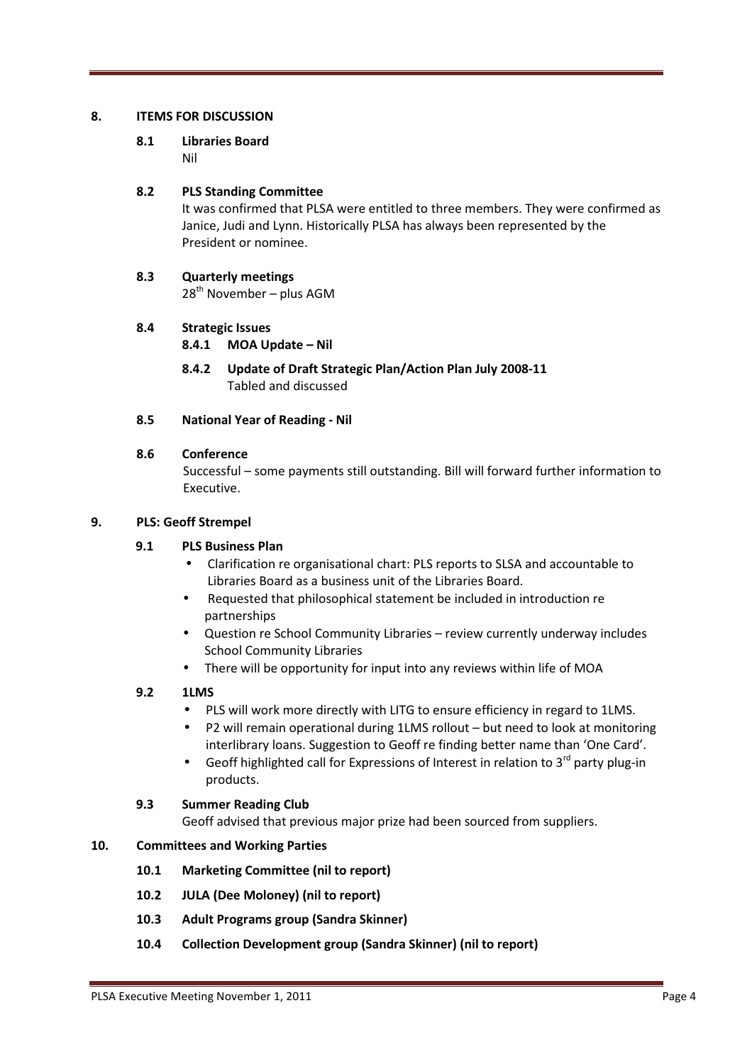## 8. ITEMS FOR DISCUSSION

### 8.1 Libraries Board

Nil

### 8.2 PLS Standing Committee

It was confirmed that PLSA were entitled to three members. They were confirmed as Janice, Judi and Lynn. Historically PLSA has always been represented by the President or nominee.

### 8.3 Quarterly meetings

28th November – plus AGM

### 8.4 Strategic Issues

#### 8.4.1 MOA Update – Nil

#### 8.4.2 Update of Draft Strategic Plan/Action Plan July 2008-11

Tabled and discussed

### 8.5 National Year of Reading - Nil

### 8.6 Conference

Successful – some payments still outstanding. Bill will forward further information to Executive.

## 9. PLS: Geoff Strempel

### 9.1 PLS Business Plan

- Clarification re organisational chart: PLS reports to SLSA and accountable to Libraries Board as a business unit of the Libraries Board.
- Requested that philosophical statement be included in introduction re partnerships
- Question re School Community Libraries – review currently underway includes School Community Libraries
- There will be opportunity for input into any reviews within life of MOA

### 9.2 1LMS

- PLS will work more directly with LITG to ensure efficiency in regard to 1LMS.
- P2 will remain operational during 1LMS rollout – but need to look at monitoring interlibrary loans. Suggestion to Geoff re finding better name than 'One Card'.
- Geoff highlighted call for Expressions of Interest in relation to 3rd party plug-in products.

### 9.3 Summer Reading Club

Geoff advised that previous major prize had been sourced from suppliers.

## 10. Committees and Working Parties

### 10.1 Marketing Committee (nil to report)

### 10.2 JULA (Dee Moloney) (nil to report)

### 10.3 Adult Programs group (Sandra Skinner)

### 10.4 Collection Development group (Sandra Skinner) (nil to report)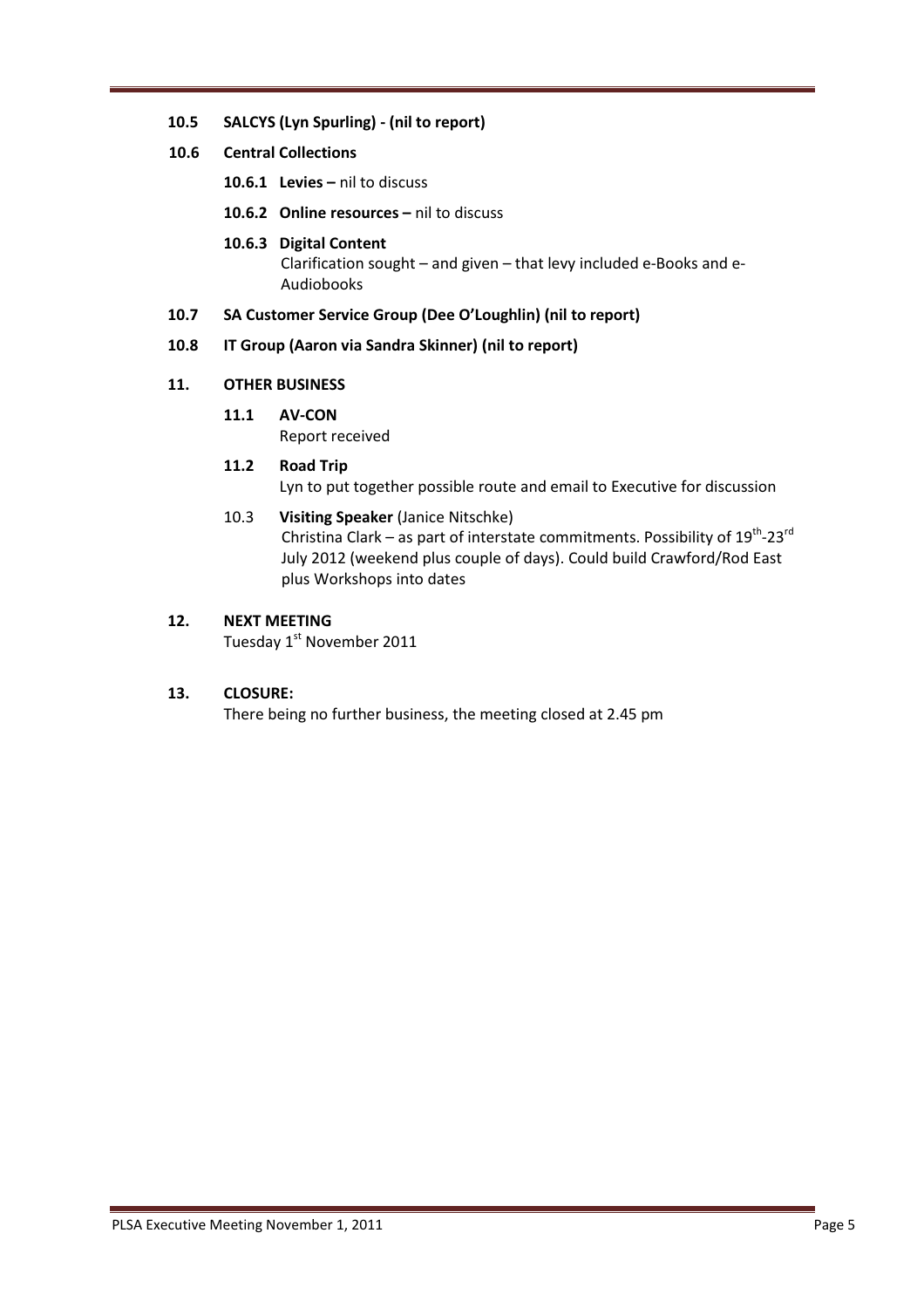**10.5 SALCYS (Lyn Spurling) - (nil to report)**

**10.6 Central Collections**

**10.6.1 Levies –** nil to discuss

**10.6.2 Online resources –** nil to discuss

**10.6.3 Digital Content**

Clarification sought – and given – that levy included e-Books and e-Audiobooks

**10.7 SA Customer Service Group (Dee O'Loughlin) (nil to report)**

**10.8 IT Group (Aaron via Sandra Skinner) (nil to report)**

**11. OTHER BUSINESS**

**11.1 AV-CON**

Report received

**11.2 Road Trip**

Lyn to put together possible route and email to Executive for discussion

10.3 **Visiting Speaker** (Janice Nitschke)

Christina Clark – as part of interstate commitments. Possibility of 19th-23rd July 2012 (weekend plus couple of days). Could build Crawford/Rod East plus Workshops into dates

**12. NEXT MEETING**

Tuesday 1st November 2011

**13. CLOSURE:**

There being no further business, the meeting closed at 2.45 pm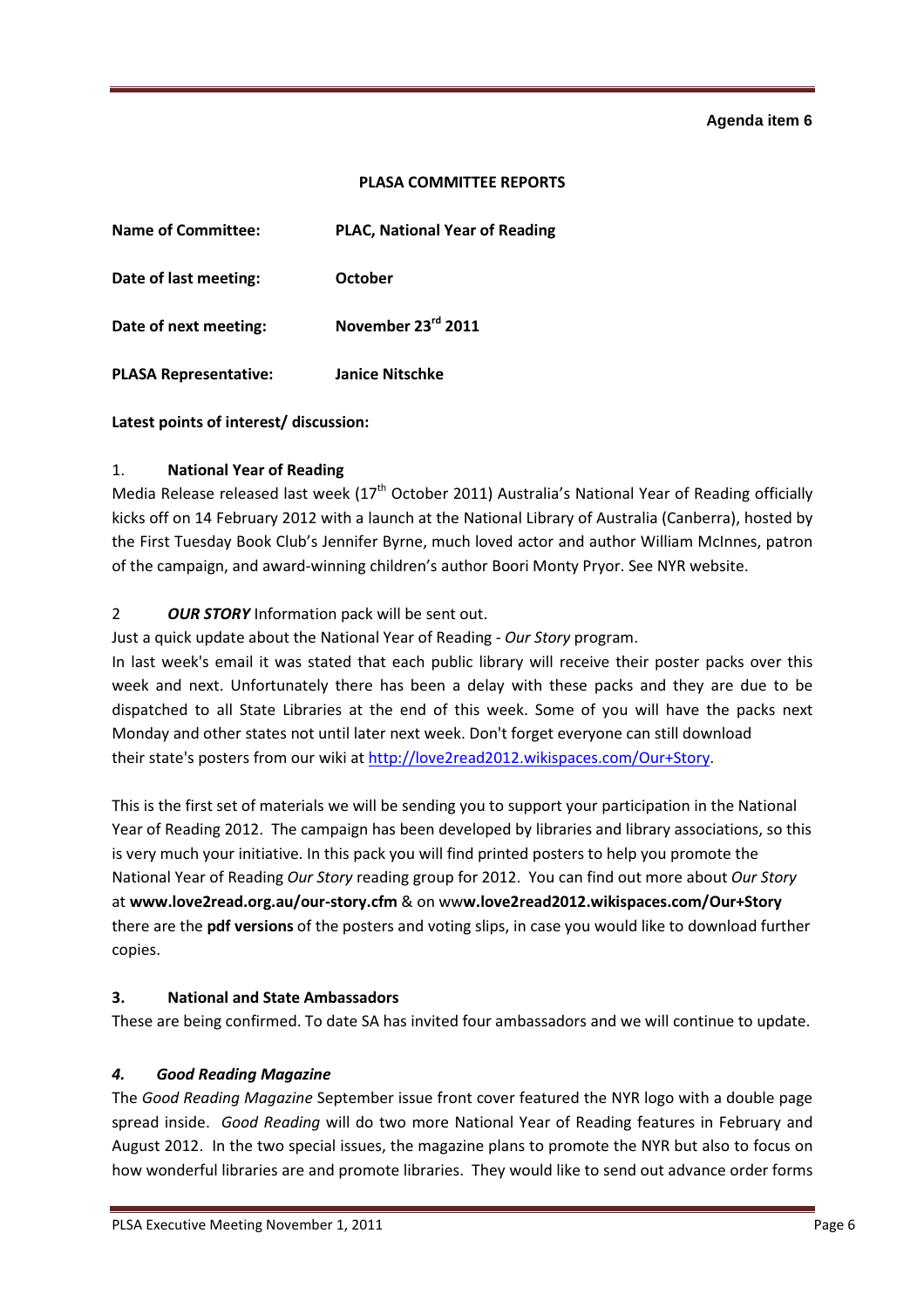**Agenda item 6**

**PLASA COMMITTEE REPORTS**

**Name of Committee:** **PLAC, National Year of Reading**

**Date of last meeting:** **October**

**Date of next meeting:** **November 23rd 2011**

**PLASA Representative:** **Janice Nitschke**

**Latest points of interest/ discussion:**

1. **National Year of Reading**

Media Release released last week (17th October 2011) Australia's National Year of Reading officially kicks off on 14 February 2012 with a launch at the National Library of Australia (Canberra), hosted by the First Tuesday Book Club's Jennifer Byrne, much loved actor and author William McInnes, patron of the campaign, and award-winning children's author Boori Monty Pryor. See NYR website.

2 ***OUR STORY*** Information pack will be sent out.

Just a quick update about the National Year of Reading - *Our Story* program.

In last week's email it was stated that each public library will receive their poster packs over this week and next. Unfortunately there has been a delay with these packs and they are due to be dispatched to all State Libraries at the end of this week. Some of you will have the packs next Monday and other states not until later next week. Don't forget everyone can still download their state's posters from our wiki at http://love2read2012.wikispaces.com/Our+Story.

This is the first set of materials we will be sending you to support your participation in the National Year of Reading 2012. The campaign has been developed by libraries and library associations, so this is very much your initiative. In this pack you will find printed posters to help you promote the National Year of Reading *Our Story* reading group for 2012. You can find out more about *Our Story* at **www.love2read.org.au/our-story.cfm** & on ww**w.love2read2012.wikispaces.com/Our+Story** there are the **pdf versions** of the posters and voting slips, in case you would like to download further copies.

**3. National and State Ambassadors**

These are being confirmed. To date SA has invited four ambassadors and we will continue to update.

***4. Good Reading Magazine***

The *Good Reading Magazine* September issue front cover featured the NYR logo with a double page spread inside. *Good Reading* will do two more National Year of Reading features in February and August 2012. In the two special issues, the magazine plans to promote the NYR but also to focus on how wonderful libraries are and promote libraries. They would like to send out advance order forms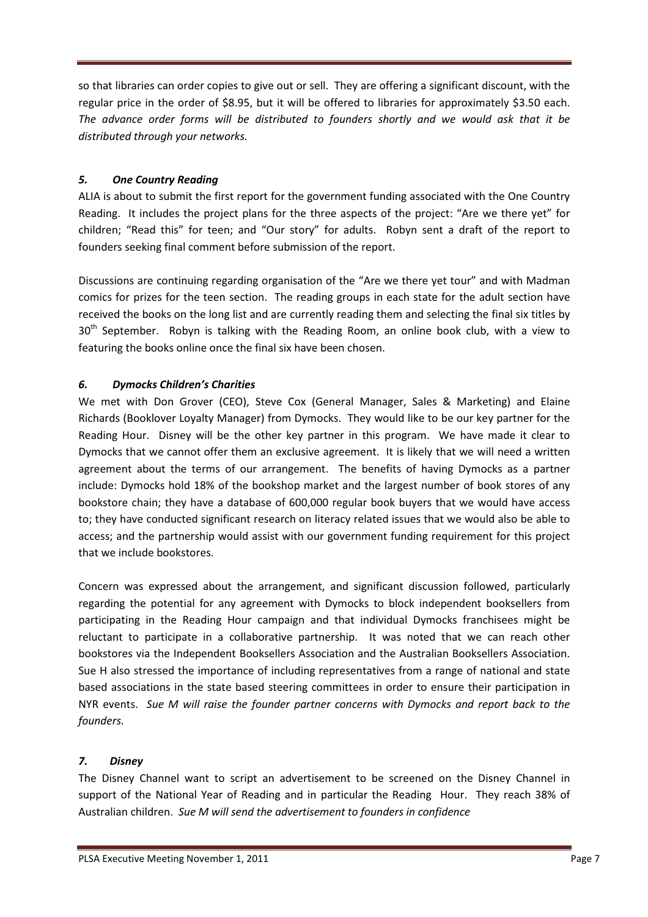so that libraries can order copies to give out or sell. They are offering a significant discount, with the regular price in the order of $8.95, but it will be offered to libraries for approximately $3.50 each. *The advance order forms will be distributed to founders shortly and we would ask that it be distributed through your networks.*

### *5. One Country Reading*

ALIA is about to submit the first report for the government funding associated with the One Country Reading. It includes the project plans for the three aspects of the project: "Are we there yet" for children; "Read this" for teen; and "Our story" for adults. Robyn sent a draft of the report to founders seeking final comment before submission of the report.

Discussions are continuing regarding organisation of the "Are we there yet tour" and with Madman comics for prizes for the teen section. The reading groups in each state for the adult section have received the books on the long list and are currently reading them and selecting the final six titles by 30th September. Robyn is talking with the Reading Room, an online book club, with a view to featuring the books online once the final six have been chosen.

### *6. Dymocks Children's Charities*

We met with Don Grover (CEO), Steve Cox (General Manager, Sales & Marketing) and Elaine Richards (Booklover Loyalty Manager) from Dymocks. They would like to be our key partner for the Reading Hour. Disney will be the other key partner in this program. We have made it clear to Dymocks that we cannot offer them an exclusive agreement. It is likely that we will need a written agreement about the terms of our arrangement. The benefits of having Dymocks as a partner include: Dymocks hold 18% of the bookshop market and the largest number of book stores of any bookstore chain; they have a database of 600,000 regular book buyers that we would have access to; they have conducted significant research on literacy related issues that we would also be able to access; and the partnership would assist with our government funding requirement for this project that we include bookstores.

Concern was expressed about the arrangement, and significant discussion followed, particularly regarding the potential for any agreement with Dymocks to block independent booksellers from participating in the Reading Hour campaign and that individual Dymocks franchisees might be reluctant to participate in a collaborative partnership. It was noted that we can reach other bookstores via the Independent Booksellers Association and the Australian Booksellers Association. Sue H also stressed the importance of including representatives from a range of national and state based associations in the state based steering committees in order to ensure their participation in NYR events. *Sue M will raise the founder partner concerns with Dymocks and report back to the founders.*

### *7. Disney*

The Disney Channel want to script an advertisement to be screened on the Disney Channel in support of the National Year of Reading and in particular the Reading Hour. They reach 38% of Australian children. *Sue M will send the advertisement to founders in confidence*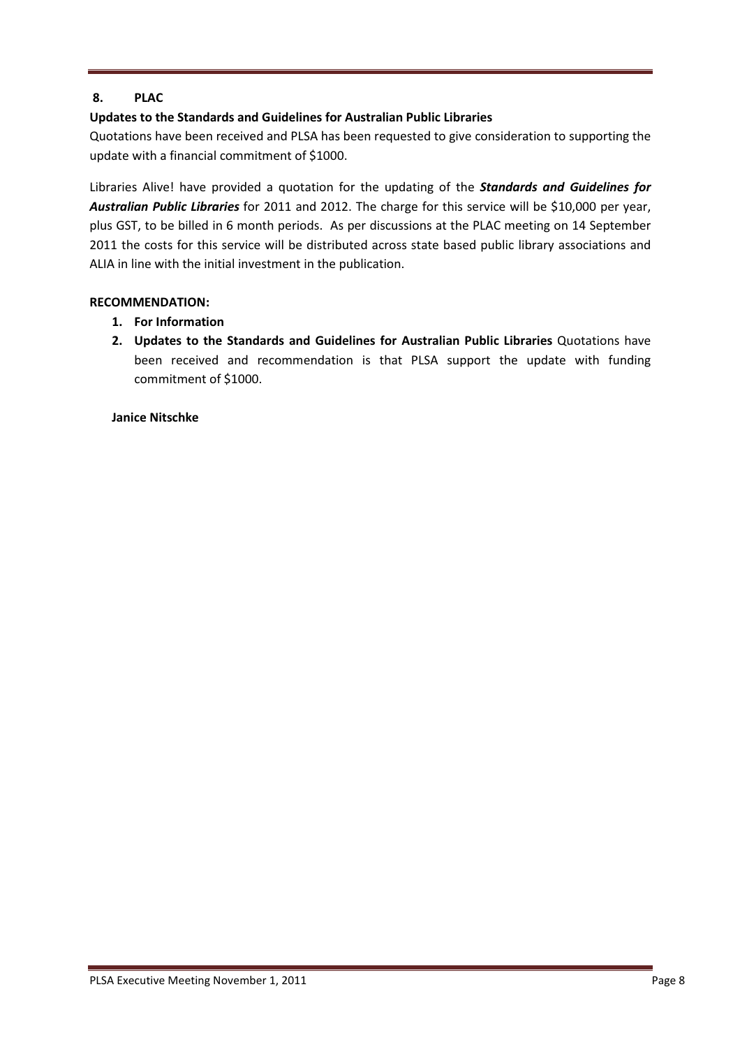## 8. PLAC

**Updates to the Standards and Guidelines for Australian Public Libraries**

Quotations have been received and PLSA has been requested to give consideration to supporting the update with a financial commitment of $1000.

Libraries Alive! have provided a quotation for the updating of the ***Standards and Guidelines for Australian Public Libraries*** for 2011 and 2012. The charge for this service will be $10,000 per year, plus GST, to be billed in 6 month periods. As per discussions at the PLAC meeting on 14 September 2011 the costs for this service will be distributed across state based public library associations and ALIA in line with the initial investment in the publication.

**RECOMMENDATION:**

1. **For Information**
2. **Updates to the Standards and Guidelines for Australian Public Libraries** Quotations have been received and recommendation is that PLSA support the update with funding commitment of $1000.

**Janice Nitschke**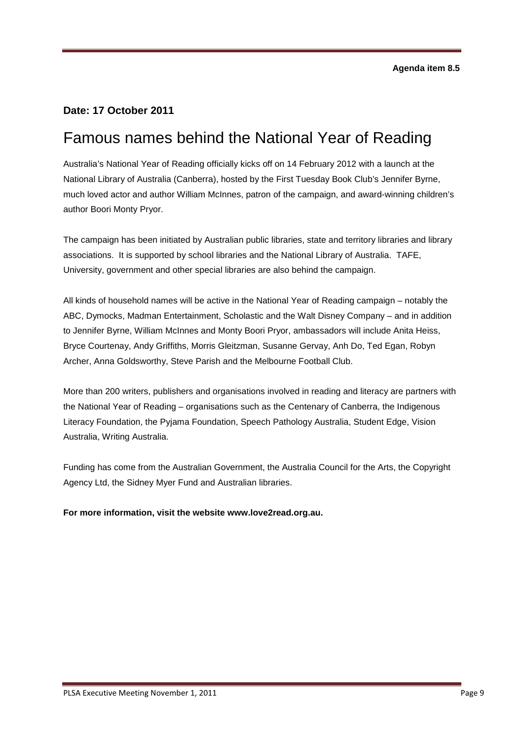**Agenda item 8.5**

**Date: 17 October 2011**

# Famous names behind the National Year of Reading

Australia's National Year of Reading officially kicks off on 14 February 2012 with a launch at the National Library of Australia (Canberra), hosted by the First Tuesday Book Club's Jennifer Byrne, much loved actor and author William McInnes, patron of the campaign, and award-winning children's author Boori Monty Pryor.

The campaign has been initiated by Australian public libraries, state and territory libraries and library associations. It is supported by school libraries and the National Library of Australia. TAFE, University, government and other special libraries are also behind the campaign.

All kinds of household names will be active in the National Year of Reading campaign – notably the ABC, Dymocks, Madman Entertainment, Scholastic and the Walt Disney Company – and in addition to Jennifer Byrne, William McInnes and Monty Boori Pryor, ambassadors will include Anita Heiss, Bryce Courtenay, Andy Griffiths, Morris Gleitzman, Susanne Gervay, Anh Do, Ted Egan, Robyn Archer, Anna Goldsworthy, Steve Parish and the Melbourne Football Club.

More than 200 writers, publishers and organisations involved in reading and literacy are partners with the National Year of Reading – organisations such as the Centenary of Canberra, the Indigenous Literacy Foundation, the Pyjama Foundation, Speech Pathology Australia, Student Edge, Vision Australia, Writing Australia.

Funding has come from the Australian Government, the Australia Council for the Arts, the Copyright Agency Ltd, the Sidney Myer Fund and Australian libraries.

**For more information, visit the website www.love2read.org.au.**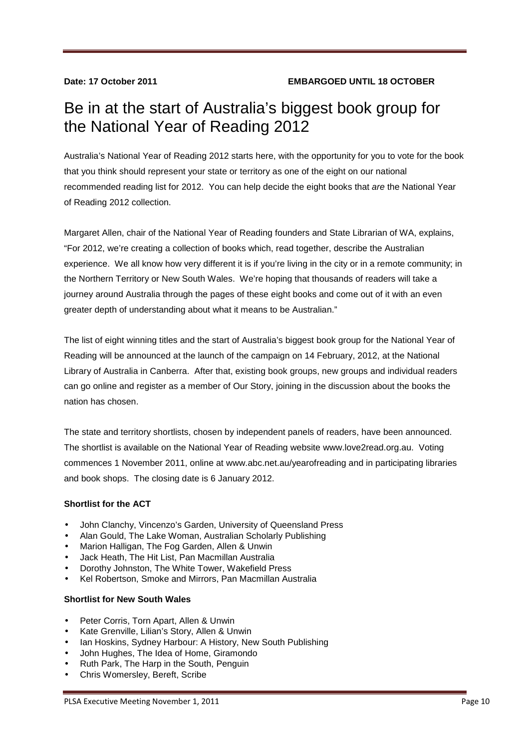**Date: 17 October 2011** **EMBARGOED UNTIL 18 OCTOBER**

# Be in at the start of Australia's biggest book group for the National Year of Reading 2012

Australia's National Year of Reading 2012 starts here, with the opportunity for you to vote for the book that you think should represent your state or territory as one of the eight on our national recommended reading list for 2012. You can help decide the eight books that *are* the National Year of Reading 2012 collection.

Margaret Allen, chair of the National Year of Reading founders and State Librarian of WA, explains, "For 2012, we're creating a collection of books which, read together, describe the Australian experience. We all know how very different it is if you're living in the city or in a remote community; in the Northern Territory or New South Wales. We're hoping that thousands of readers will take a journey around Australia through the pages of these eight books and come out of it with an even greater depth of understanding about what it means to be Australian."

The list of eight winning titles and the start of Australia's biggest book group for the National Year of Reading will be announced at the launch of the campaign on 14 February, 2012, at the National Library of Australia in Canberra. After that, existing book groups, new groups and individual readers can go online and register as a member of Our Story, joining in the discussion about the books the nation has chosen.

The state and territory shortlists, chosen by independent panels of readers, have been announced. The shortlist is available on the National Year of Reading website www.love2read.org.au. Voting commences 1 November 2011, online at www.abc.net.au/yearofreading and in participating libraries and book shops. The closing date is 6 January 2012.

**Shortlist for the ACT**

- John Clanchy, Vincenzo's Garden, University of Queensland Press
- Alan Gould, The Lake Woman, Australian Scholarly Publishing
- Marion Halligan, The Fog Garden, Allen & Unwin
- Jack Heath, The Hit List, Pan Macmillan Australia
- Dorothy Johnston, The White Tower, Wakefield Press
- Kel Robertson, Smoke and Mirrors, Pan Macmillan Australia

**Shortlist for New South Wales**

- Peter Corris, Torn Apart, Allen & Unwin
- Kate Grenville, Lilian's Story, Allen & Unwin
- Ian Hoskins, Sydney Harbour: A History, New South Publishing
- John Hughes, The Idea of Home, Giramondo
- Ruth Park, The Harp in the South, Penguin
- Chris Womersley, Bereft, Scribe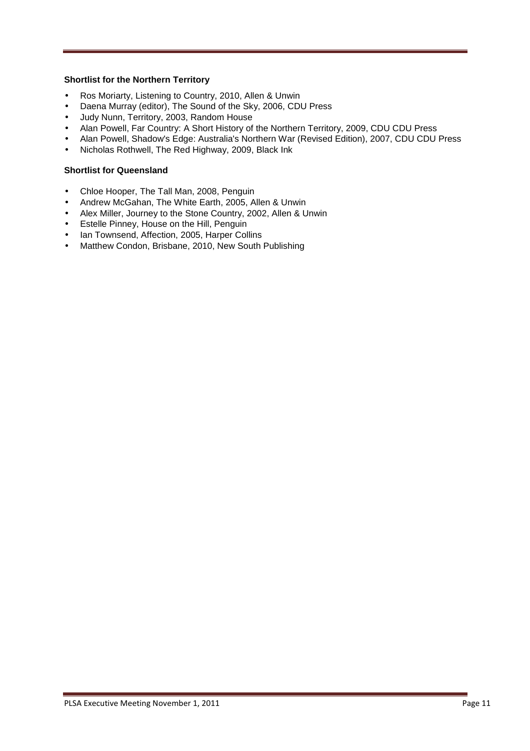**Shortlist for the Northern Territory**

- Ros Moriarty, Listening to Country, 2010, Allen & Unwin
- Daena Murray (editor), The Sound of the Sky, 2006, CDU Press
- Judy Nunn, Territory, 2003, Random House
- Alan Powell, Far Country: A Short History of the Northern Territory, 2009, CDU CDU Press
- Alan Powell, Shadow's Edge: Australia's Northern War (Revised Edition), 2007, CDU CDU Press
- Nicholas Rothwell, The Red Highway, 2009, Black Ink

**Shortlist for Queensland**

- Chloe Hooper, The Tall Man, 2008, Penguin
- Andrew McGahan, The White Earth, 2005, Allen & Unwin
- Alex Miller, Journey to the Stone Country, 2002, Allen & Unwin
- Estelle Pinney, House on the Hill, Penguin
- Ian Townsend, Affection, 2005, Harper Collins
- Matthew Condon, Brisbane, 2010, New South Publishing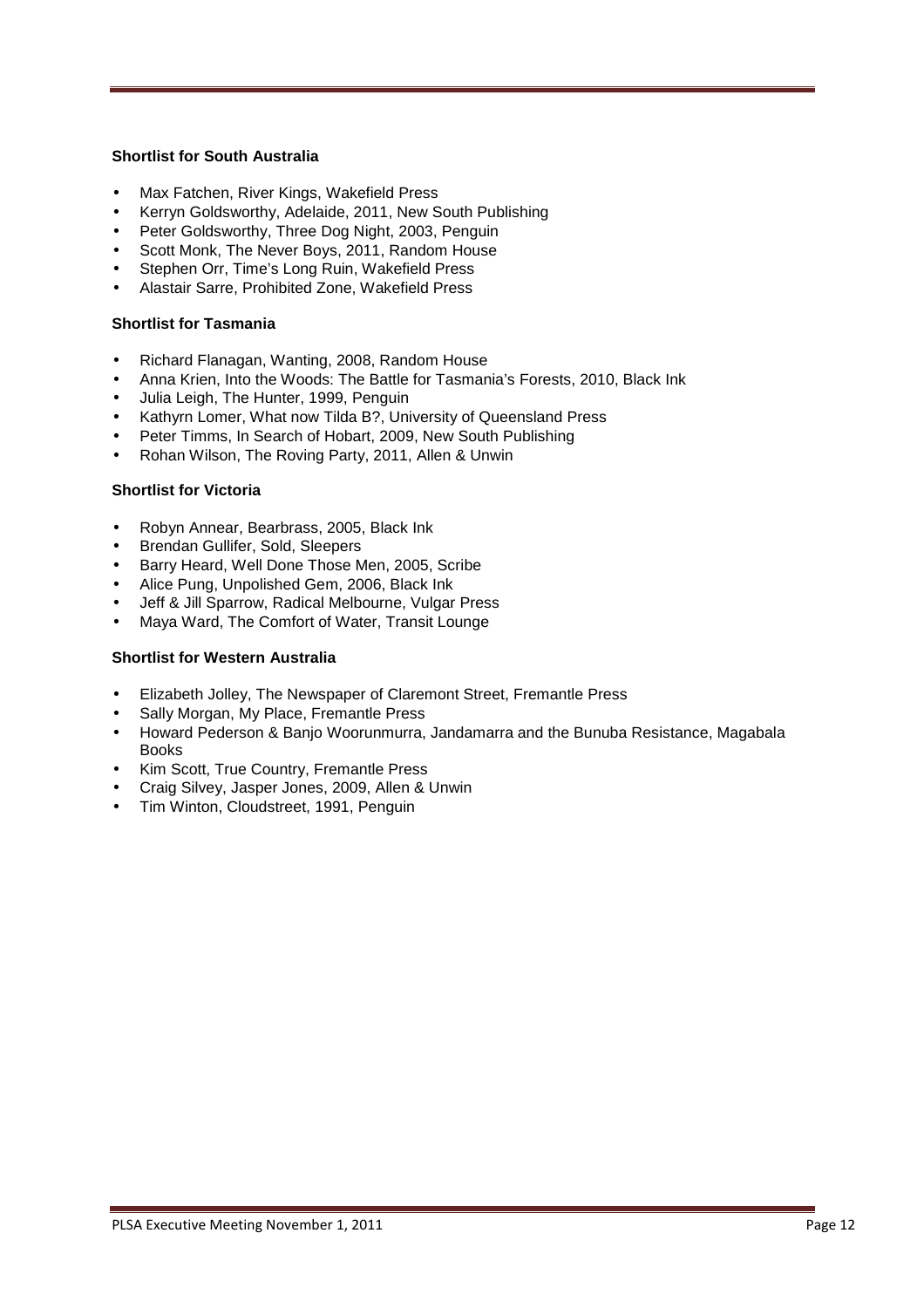**Shortlist for South Australia**

- Max Fatchen, River Kings, Wakefield Press
- Kerryn Goldsworthy, Adelaide, 2011, New South Publishing
- Peter Goldsworthy, Three Dog Night, 2003, Penguin
- Scott Monk, The Never Boys, 2011, Random House
- Stephen Orr, Time's Long Ruin, Wakefield Press
- Alastair Sarre, Prohibited Zone, Wakefield Press

**Shortlist for Tasmania**

- Richard Flanagan, Wanting, 2008, Random House
- Anna Krien, Into the Woods: The Battle for Tasmania's Forests, 2010, Black Ink
- Julia Leigh, The Hunter, 1999, Penguin
- Kathyrn Lomer, What now Tilda B?, University of Queensland Press
- Peter Timms, In Search of Hobart, 2009, New South Publishing
- Rohan Wilson, The Roving Party, 2011, Allen & Unwin

**Shortlist for Victoria**

- Robyn Annear, Bearbrass, 2005, Black Ink
- Brendan Gullifer, Sold, Sleepers
- Barry Heard, Well Done Those Men, 2005, Scribe
- Alice Pung, Unpolished Gem, 2006, Black Ink
- Jeff & Jill Sparrow, Radical Melbourne, Vulgar Press
- Maya Ward, The Comfort of Water, Transit Lounge

**Shortlist for Western Australia**

- Elizabeth Jolley, The Newspaper of Claremont Street, Fremantle Press
- Sally Morgan, My Place, Fremantle Press
- Howard Pederson & Banjo Woorunmurra, Jandamarra and the Bunuba Resistance, Magabala Books
- Kim Scott, True Country, Fremantle Press
- Craig Silvey, Jasper Jones, 2009, Allen & Unwin
- Tim Winton, Cloudstreet, 1991, Penguin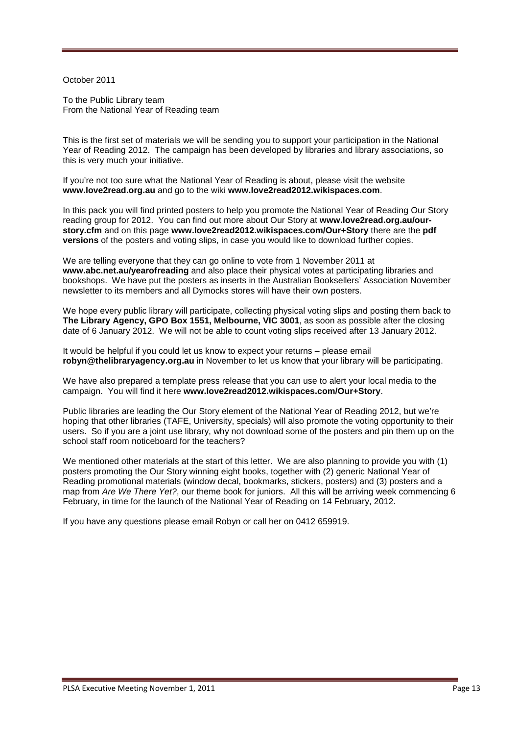October 2011

To the Public Library team
From the National Year of Reading team

This is the first set of materials we will be sending you to support your participation in the National Year of Reading 2012. The campaign has been developed by libraries and library associations, so this is very much your initiative.

If you're not too sure what the National Year of Reading is about, please visit the website **www.love2read.org.au** and go to the wiki **www.love2read2012.wikispaces.com**.

In this pack you will find printed posters to help you promote the National Year of Reading Our Story reading group for 2012. You can find out more about Our Story at **www.love2read.org.au/our-story.cfm** and on this page **www.love2read2012.wikispaces.com/Our+Story** there are the **pdf versions** of the posters and voting slips, in case you would like to download further copies.

We are telling everyone that they can go online to vote from 1 November 2011 at **www.abc.net.au/yearofreading** and also place their physical votes at participating libraries and bookshops. We have put the posters as inserts in the Australian Booksellers' Association November newsletter to its members and all Dymocks stores will have their own posters.

We hope every public library will participate, collecting physical voting slips and posting them back to **The Library Agency, GPO Box 1551, Melbourne, VIC 3001**, as soon as possible after the closing date of 6 January 2012. We will not be able to count voting slips received after 13 January 2012.

It would be helpful if you could let us know to expect your returns – please email **robyn@thelibraryagency.org.au** in November to let us know that your library will be participating.

We have also prepared a template press release that you can use to alert your local media to the campaign. You will find it here **www.love2read2012.wikispaces.com/Our+Story**.

Public libraries are leading the Our Story element of the National Year of Reading 2012, but we're hoping that other libraries (TAFE, University, specials) will also promote the voting opportunity to their users. So if you are a joint use library, why not download some of the posters and pin them up on the school staff room noticeboard for the teachers?

We mentioned other materials at the start of this letter. We are also planning to provide you with (1) posters promoting the Our Story winning eight books, together with (2) generic National Year of Reading promotional materials (window decal, bookmarks, stickers, posters) and (3) posters and a map from *Are We There Yet?*, our theme book for juniors. All this will be arriving week commencing 6 February, in time for the launch of the National Year of Reading on 14 February, 2012.

If you have any questions please email Robyn or call her on 0412 659919.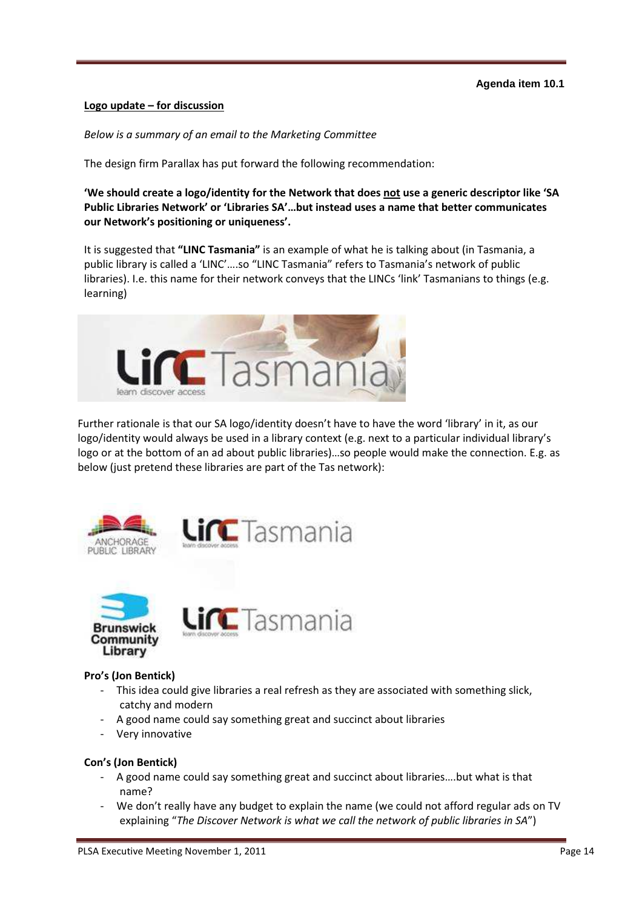**Agenda item 10.1**

**Logo update – for discussion**

*Below is a summary of an email to the Marketing Committee*

The design firm Parallax has put forward the following recommendation:

**'We should create a logo/identity for the Network that does not use a generic descriptor like 'SA Public Libraries Network' or 'Libraries SA'…but instead uses a name that better communicates our Network's positioning or uniqueness'.**

It is suggested that **"LINC Tasmania"** is an example of what he is talking about (in Tasmania, a public library is called a 'LINC'….so "LINC Tasmania" refers to Tasmania's network of public libraries). I.e. this name for their network conveys that the LINCs 'link' Tasmanians to things (e.g. learning)

Further rationale is that our SA logo/identity doesn't have to have the word 'library' in it, as our logo/identity would always be used in a library context (e.g. next to a particular individual library's logo or at the bottom of an ad about public libraries)…so people would make the connection. E.g. as below (just pretend these libraries are part of the Tas network):

**Pro's (Jon Bentick)**

- This idea could give libraries a real refresh as they are associated with something slick, catchy and modern
- A good name could say something great and succinct about libraries
- Very innovative

**Con's (Jon Bentick)**

- A good name could say something great and succinct about libraries….but what is that name?
- We don't really have any budget to explain the name (we could not afford regular ads on TV explaining "*The Discover Network is what we call the network of public libraries in SA*")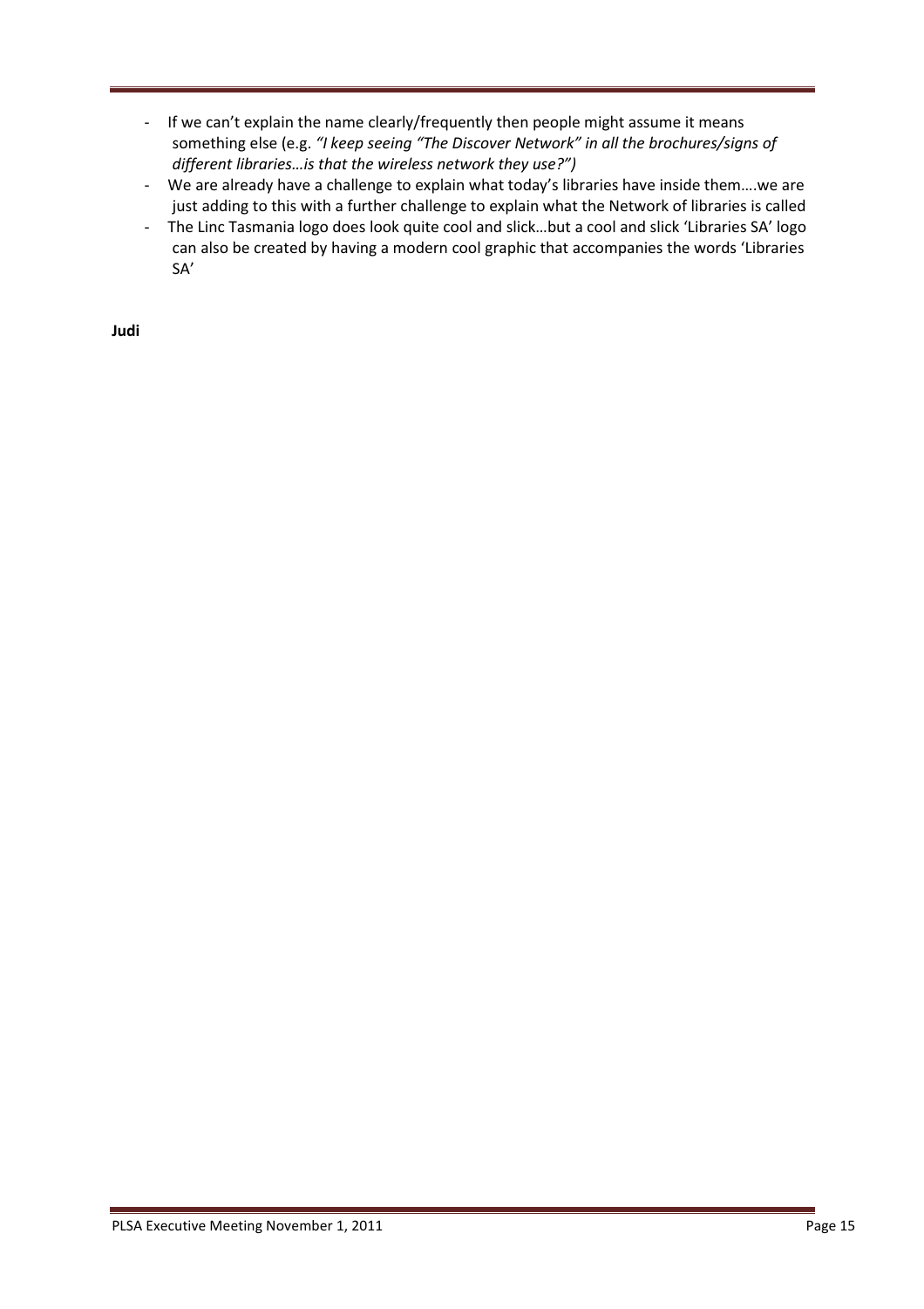- If we can't explain the name clearly/frequently then people might assume it means something else (e.g. *"I keep seeing "The Discover Network" in all the brochures/signs of different libraries…is that the wireless network they use?")*
- We are already have a challenge to explain what today's libraries have inside them….we are just adding to this with a further challenge to explain what the Network of libraries is called
- The Linc Tasmania logo does look quite cool and slick…but a cool and slick 'Libraries SA' logo can also be created by having a modern cool graphic that accompanies the words 'Libraries SA'

**Judi**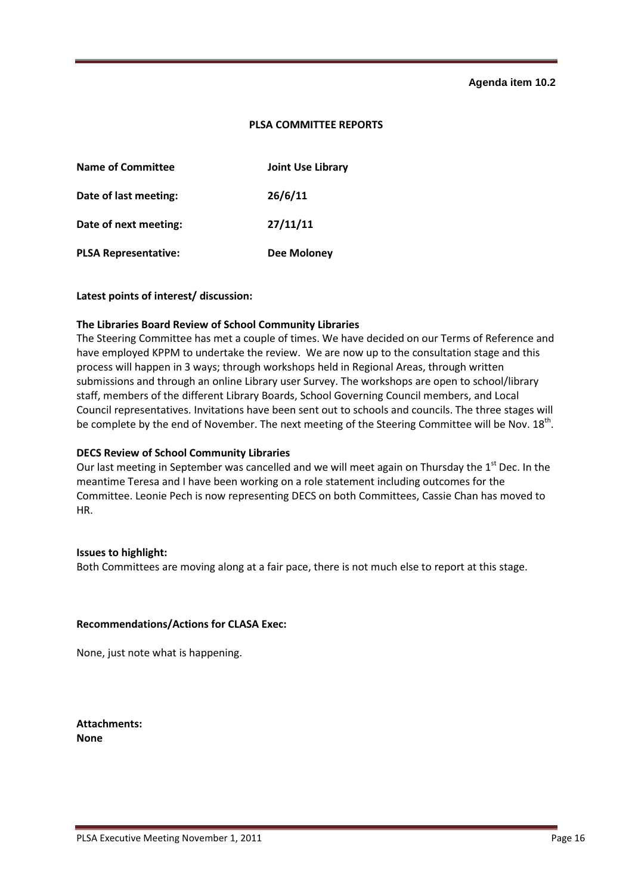**Agenda item 10.2**

## PLSA COMMITTEE REPORTS

| | |
|---|---|
| **Name of Committee** | **Joint Use Library** |
| **Date of last meeting:** | **26/6/11** |
| **Date of next meeting:** | **27/11/11** |
| **PLSA Representative:** | **Dee Moloney** |

**Latest points of interest/ discussion:**

**The Libraries Board Review of School Community Libraries**

The Steering Committee has met a couple of times. We have decided on our Terms of Reference and have employed KPPM to undertake the review. We are now up to the consultation stage and this process will happen in 3 ways; through workshops held in Regional Areas, through written submissions and through an online Library user Survey. The workshops are open to school/library staff, members of the different Library Boards, School Governing Council members, and Local Council representatives. Invitations have been sent out to schools and councils. The three stages will be complete by the end of November. The next meeting of the Steering Committee will be Nov. 18th.

**DECS Review of School Community Libraries**

Our last meeting in September was cancelled and we will meet again on Thursday the 1st Dec. In the meantime Teresa and I have been working on a role statement including outcomes for the Committee. Leonie Pech is now representing DECS on both Committees, Cassie Chan has moved to HR.

**Issues to highlight:**

Both Committees are moving along at a fair pace, there is not much else to report at this stage.

**Recommendations/Actions for CLASA Exec:**

None, just note what is happening.

**Attachments:**
**None**